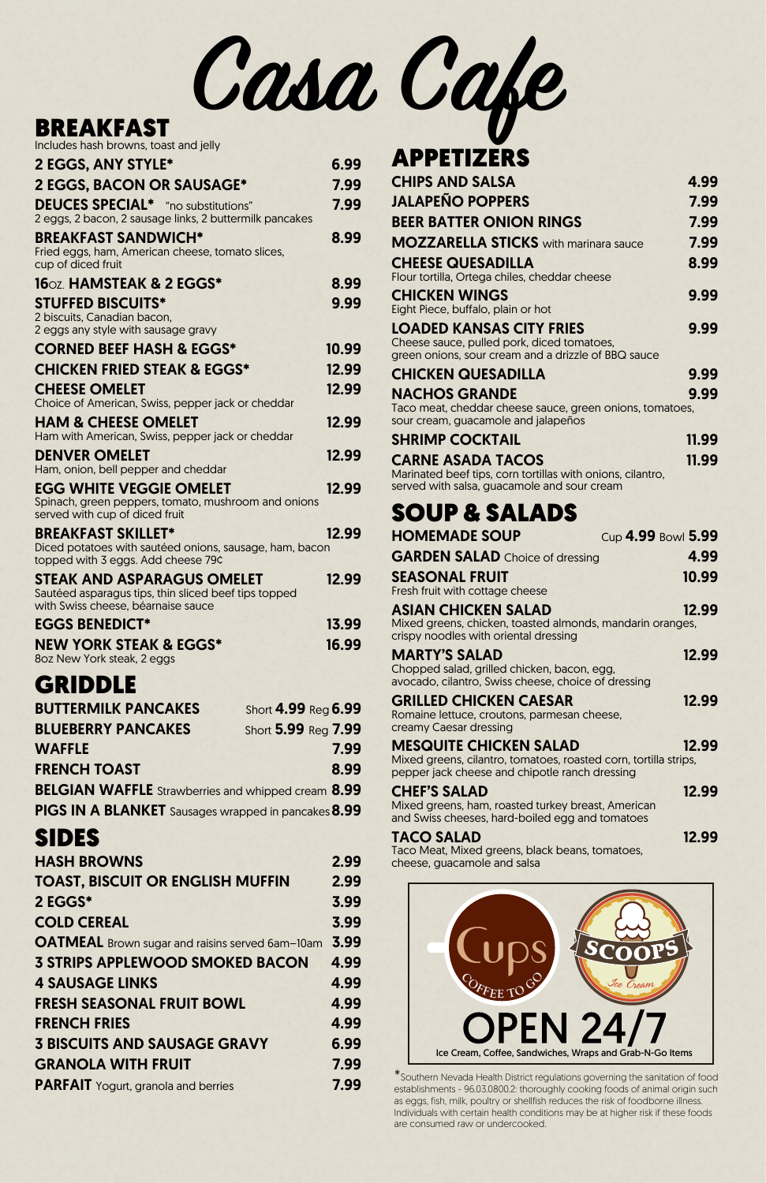# Casa Cafe

## BREAKFAST

Includes hash browns, toast and jelly

**2 EGGS, ANY STYLE*** 6.99

**2 EGGS, BACON OR SAUSAGE*** 7.99

**DEUCES SPECIAL*** "no substitutions" 7.99
2 eggs, 2 bacon, 2 sausage links, 2 buttermilk pancakes

**BREAKFAST SANDWICH*** 8.99
Fried eggs, ham, American cheese, tomato slices, cup of diced fruit

**16oz. HAMSTEAK & 2 EGGS*** 8.99

**STUFFED BISCUITS*** 9.99
2 biscuits, Canadian bacon, 2 eggs any style with sausage gravy

**CORNED BEEF HASH & EGGS*** 10.99

**CHICKEN FRIED STEAK & EGGS*** 12.99

**CHEESE OMELET** 12.99
Choice of American, Swiss, pepper jack or cheddar

**HAM & CHEESE OMELET** 12.99
Ham with American, Swiss, pepper jack or cheddar

**DENVER OMELET** 12.99
Ham, onion, bell pepper and cheddar

**EGG WHITE VEGGIE OMELET** 12.99
Spinach, green peppers, tomato, mushroom and onions served with cup of diced fruit

**BREAKFAST SKILLET*** 12.99
Diced potatoes with sautéed onions, sausage, ham, bacon topped with 3 eggs. Add cheese 79¢

**STEAK AND ASPARAGUS OMELET** 12.99
Sautéed asparagus tips, thin sliced beef tips topped with Swiss cheese, béarnaise sauce

**EGGS BENEDICT*** 13.99

**NEW YORK STEAK & EGGS*** 16.99
8oz New York steak, 2 eggs

## GRIDDLE

**BUTTERMILK PANCAKES** Short **4.99** Reg **6.99**

**BLUEBERRY PANCAKES** Short **5.99** Reg **7.99**

**WAFFLE** 7.99

**FRENCH TOAST** 8.99

**BELGIAN WAFFLE** Strawberries and whipped cream 8.99

**PIGS IN A BLANKET** Sausages wrapped in pancakes 8.99

## SIDES

**HASH BROWNS** 2.99

**TOAST, BISCUIT OR ENGLISH MUFFIN** 2.99

**2 EGGS*** 3.99

**COLD CEREAL** 3.99

**OATMEAL** Brown sugar and raisins served 6am–10am 3.99

**3 STRIPS APPLEWOOD SMOKED BACON** 4.99

**4 SAUSAGE LINKS** 4.99

**FRESH SEASONAL FRUIT BOWL** 4.99

**FRENCH FRIES** 4.99

**3 BISCUITS AND SAUSAGE GRAVY** 6.99

**GRANOLA WITH FRUIT** 7.99

**PARFAIT** Yogurt, granola and berries 7.99

## APPETIZERS

**CHIPS AND SALSA** 4.99

**JALAPEÑO POPPERS** 7.99

**BEER BATTER ONION RINGS** 7.99

**MOZZARELLA STICKS** with marinara sauce 7.99

**CHEESE QUESADILLA** 8.99
Flour tortilla, Ortega chiles, cheddar cheese

**CHICKEN WINGS** 9.99
Eight Piece, buffalo, plain or hot

**LOADED KANSAS CITY FRIES** 9.99
Cheese sauce, pulled pork, diced tomatoes, green onions, sour cream and a drizzle of BBQ sauce

**CHICKEN QUESADILLA** 9.99

**NACHOS GRANDE** 9.99
Taco meat, cheddar cheese sauce, green onions, tomatoes, sour cream, guacamole and jalapeños

**SHRIMP COCKTAIL** 11.99

**CARNE ASADA TACOS** 11.99
Marinated beef tips, corn tortillas with onions, cilantro, served with salsa, guacamole and sour cream

## SOUP & SALADS

**HOMEMADE SOUP** Cup **4.99** Bowl **5.99**

**GARDEN SALAD** Choice of dressing 4.99

**SEASONAL FRUIT** 10.99
Fresh fruit with cottage cheese

**ASIAN CHICKEN SALAD** 12.99
Mixed greens, chicken, toasted almonds, mandarin oranges, crispy noodles with oriental dressing

**MARTY'S SALAD** 12.99
Chopped salad, grilled chicken, bacon, egg, avocado, cilantro, Swiss cheese, choice of dressing

**GRILLED CHICKEN CAESAR** 12.99
Romaine lettuce, croutons, parmesan cheese, creamy Caesar dressing

**MESQUITE CHICKEN SALAD** 12.99
Mixed greens, cilantro, tomatoes, roasted corn, tortilla strips, pepper jack cheese and chipotle ranch dressing

**CHEF'S SALAD** 12.99
Mixed greens, ham, roasted turkey breast, American and Swiss cheeses, hard-boiled egg and tomatoes

**TACO SALAD** 12.99
Taco Meat, Mixed greens, black beans, tomatoes, cheese, guacamole and salsa

Cups Coffee To Go | Scoops Ice Cream

**OPEN 24/7**

Ice Cream, Coffee, Sandwiches, Wraps and Grab-N-Go Items

*Southern Nevada Health District regulations governing the sanitation of food establishments - 96.03.0800.2: thoroughly cooking foods of animal origin such as eggs, fish, milk, poultry or shellfish reduces the risk of foodborne illness. Individuals with certain health conditions may be at higher risk if these foods are consumed raw or undercooked.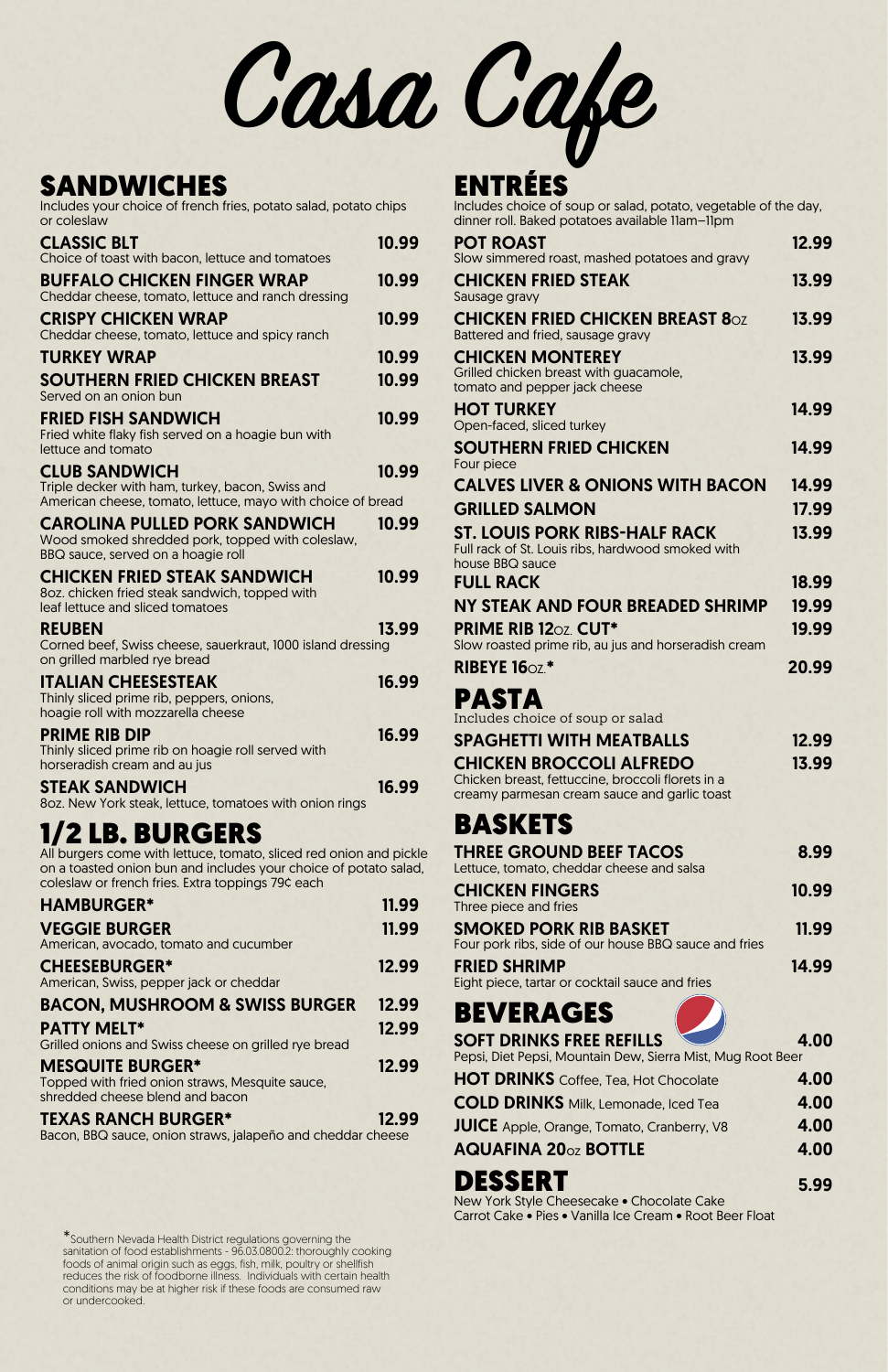# Casa Cafe

## SANDWICHES

Includes your choice of french fries, potato salad, potato chips or coleslaw

**CLASSIC BLT** 10.99
Choice of toast with bacon, lettuce and tomatoes

**BUFFALO CHICKEN FINGER WRAP** 10.99
Cheddar cheese, tomato, lettuce and ranch dressing

**CRISPY CHICKEN WRAP** 10.99
Cheddar cheese, tomato, lettuce and spicy ranch

**TURKEY WRAP** 10.99

**SOUTHERN FRIED CHICKEN BREAST** 10.99
Served on an onion bun

**FRIED FISH SANDWICH** 10.99
Fried white flaky fish served on a hoagie bun with lettuce and tomato

**CLUB SANDWICH** 10.99
Triple decker with ham, turkey, bacon, Swiss and American cheese, tomato, lettuce, mayo with choice of bread

**CAROLINA PULLED PORK SANDWICH** 10.99
Wood smoked shredded pork, topped with coleslaw, BBQ sauce, served on a hoagie roll

**CHICKEN FRIED STEAK SANDWICH** 10.99
8oz. chicken fried steak sandwich, topped with leaf lettuce and sliced tomatoes

**REUBEN** 13.99
Corned beef, Swiss cheese, sauerkraut, 1000 island dressing on grilled marbled rye bread

**ITALIAN CHEESESTEAK** 16.99
Thinly sliced prime rib, peppers, onions, hoagie roll with mozzarella cheese

**PRIME RIB DIP** 16.99
Thinly sliced prime rib on hoagie roll served with horseradish cream and au jus

**STEAK SANDWICH** 16.99
8oz. New York steak, lettuce, tomatoes with onion rings

## 1/2 LB. BURGERS

All burgers come with lettuce, tomato, sliced red onion and pickle on a toasted onion bun and includes your choice of potato salad, coleslaw or french fries. Extra toppings 79¢ each

**HAMBURGER*** 11.99

**VEGGIE BURGER** 11.99
American, avocado, tomato and cucumber

**CHEESEBURGER*** 12.99
American, Swiss, pepper jack or cheddar

**BACON, MUSHROOM & SWISS BURGER** 12.99

**PATTY MELT*** 12.99
Grilled onions and Swiss cheese on grilled rye bread

**MESQUITE BURGER*** 12.99
Topped with fried onion straws, Mesquite sauce, shredded cheese blend and bacon

**TEXAS RANCH BURGER*** 12.99
Bacon, BBQ sauce, onion straws, jalapeño and cheddar cheese

## ENTRÉES

Includes choice of soup or salad, potato, vegetable of the day, dinner roll. Baked potatoes available 11am–11pm

**POT ROAST** 12.99
Slow simmered roast, mashed potatoes and gravy

**CHICKEN FRIED STEAK** 13.99
Sausage gravy

**CHICKEN FRIED CHICKEN BREAST 8oz** 13.99
Battered and fried, sausage gravy

**CHICKEN MONTEREY** 13.99
Grilled chicken breast with guacamole, tomato and pepper jack cheese

**HOT TURKEY** 14.99
Open-faced, sliced turkey

**SOUTHERN FRIED CHICKEN** 14.99
Four piece

**CALVES LIVER & ONIONS WITH BACON** 14.99

**GRILLED SALMON** 17.99

**ST. LOUIS PORK RIBS-HALF RACK** 13.99
Full rack of St. Louis ribs, hardwood smoked with house BBQ sauce

**FULL RACK** 18.99

**NY STEAK AND FOUR BREADED SHRIMP** 19.99

**PRIME RIB 12oz. CUT*** 19.99
Slow roasted prime rib, au jus and horseradish cream

**RIBEYE 16oz.*** 20.99

## PASTA

Includes choice of soup or salad

**SPAGHETTI WITH MEATBALLS** 12.99

**CHICKEN BROCCOLI ALFREDO** 13.99
Chicken breast, fettuccine, broccoli florets in a creamy parmesan cream sauce and garlic toast

## BASKETS

**THREE GROUND BEEF TACOS** 8.99
Lettuce, tomato, cheddar cheese and salsa

**CHICKEN FINGERS** 10.99
Three piece and fries

**SMOKED PORK RIB BASKET** 11.99
Four pork ribs, side of our house BBQ sauce and fries

**FRIED SHRIMP** 14.99
Eight piece, tartar or cocktail sauce and fries

## BEVERAGES

**SOFT DRINKS FREE REFILLS** 4.00
Pepsi, Diet Pepsi, Mountain Dew, Sierra Mist, Mug Root Beer

**HOT DRINKS** Coffee, Tea, Hot Chocolate 4.00

**COLD DRINKS** Milk, Lemonade, Iced Tea 4.00

**JUICE** Apple, Orange, Tomato, Cranberry, V8 4.00

**AQUAFINA 20oz BOTTLE** 4.00

## DESSERT 5.99

New York Style Cheesecake • Chocolate Cake
Carrot Cake • Pies • Vanilla Ice Cream • Root Beer Float

*Southern Nevada Health District regulations governing the sanitation of food establishments - 96.03.0800.2: thoroughly cooking foods of animal origin such as eggs, fish, milk, poultry or shellfish reduces the risk of foodborne illness. Individuals with certain health conditions may be at higher risk if these foods are consumed raw or undercooked.